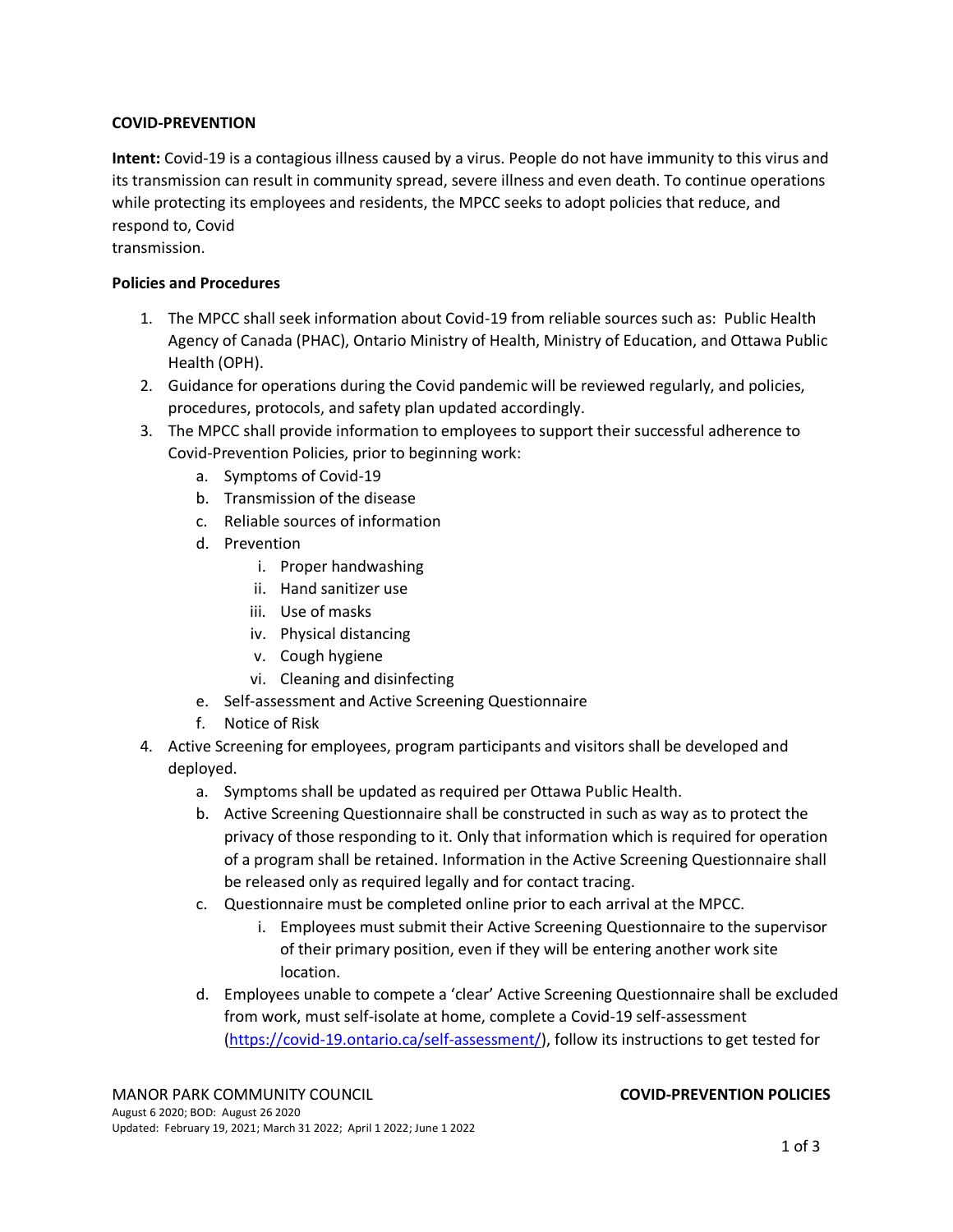**COVID-PREVENTION**

**Intent:** Covid-19 is a contagious illness caused by a virus. People do not have immunity to this virus and its transmission can result in community spread, severe illness and even death. To continue operations while protecting its employees and residents, the MPCC seeks to adopt policies that reduce, and respond to, Covid transmission.

**Policies and Procedures**

1. The MPCC shall seek information about Covid-19 from reliable sources such as: Public Health Agency of Canada (PHAC), Ontario Ministry of Health, Ministry of Education, and Ottawa Public Health (OPH).
2. Guidance for operations during the Covid pandemic will be reviewed regularly, and policies, procedures, protocols, and safety plan updated accordingly.
3. The MPCC shall provide information to employees to support their successful adherence to Covid-Prevention Policies, prior to beginning work:
   a. Symptoms of Covid-19
   b. Transmission of the disease
   c. Reliable sources of information
   d. Prevention
      i. Proper handwashing
      ii. Hand sanitizer use
      iii. Use of masks
      iv. Physical distancing
      v. Cough hygiene
      vi. Cleaning and disinfecting
   e. Self-assessment and Active Screening Questionnaire
   f. Notice of Risk
4. Active Screening for employees, program participants and visitors shall be developed and deployed.
   a. Symptoms shall be updated as required per Ottawa Public Health.
   b. Active Screening Questionnaire shall be constructed in such as way as to protect the privacy of those responding to it. Only that information which is required for operation of a program shall be retained. Information in the Active Screening Questionnaire shall be released only as required legally and for contact tracing.
   c. Questionnaire must be completed online prior to each arrival at the MPCC.
      i. Employees must submit their Active Screening Questionnaire to the supervisor of their primary position, even if they will be entering another work site location.
   d. Employees unable to compete a 'clear' Active Screening Questionnaire shall be excluded from work, must self-isolate at home, complete a Covid-19 self-assessment (https://covid-19.ontario.ca/self-assessment/), follow its instructions to get tested for

MANOR PARK COMMUNITY COUNCIL — **COVID-PREVENTION POLICIES**

August 6 2020; BOD: August 26 2020
Updated: February 19, 2021; March 31 2022; April 1 2022; June 1 2022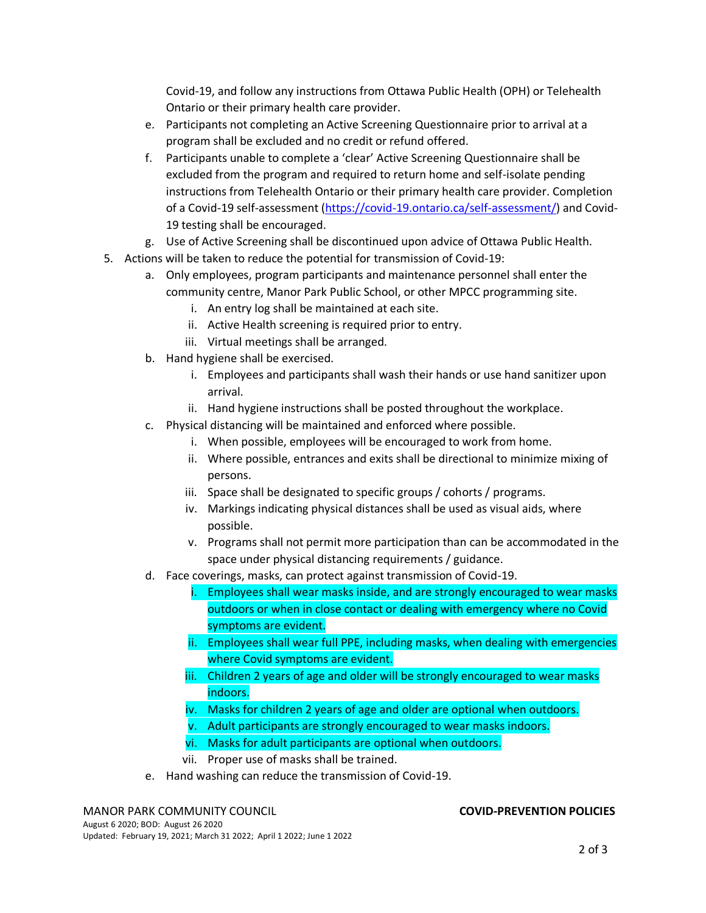Covid-19, and follow any instructions from Ottawa Public Health (OPH) or Telehealth Ontario or their primary health care provider.

e. Participants not completing an Active Screening Questionnaire prior to arrival at a program shall be excluded and no credit or refund offered.

f. Participants unable to complete a 'clear' Active Screening Questionnaire shall be excluded from the program and required to return home and self-isolate pending instructions from Telehealth Ontario or their primary health care provider. Completion of a Covid-19 self-assessment (https://covid-19.ontario.ca/self-assessment/) and Covid-19 testing shall be encouraged.

g. Use of Active Screening shall be discontinued upon advice of Ottawa Public Health.

5. Actions will be taken to reduce the potential for transmission of Covid-19:
   a. Only employees, program participants and maintenance personnel shall enter the community centre, Manor Park Public School, or other MPCC programming site.
      i. An entry log shall be maintained at each site.
      ii. Active Health screening is required prior to entry.
      iii. Virtual meetings shall be arranged.
   b. Hand hygiene shall be exercised.
      i. Employees and participants shall wash their hands or use hand sanitizer upon arrival.
      ii. Hand hygiene instructions shall be posted throughout the workplace.
   c. Physical distancing will be maintained and enforced where possible.
      i. When possible, employees will be encouraged to work from home.
      ii. Where possible, entrances and exits shall be directional to minimize mixing of persons.
      iii. Space shall be designated to specific groups / cohorts / programs.
      iv. Markings indicating physical distances shall be used as visual aids, where possible.
      v. Programs shall not permit more participation than can be accommodated in the space under physical distancing requirements / guidance.
   d. Face coverings, masks, can protect against transmission of Covid-19.
      i. Employees shall wear masks inside, and are strongly encouraged to wear masks outdoors or when in close contact or dealing with emergency where no Covid symptoms are evident.
      ii. Employees shall wear full PPE, including masks, when dealing with emergencies where Covid symptoms are evident.
      iii. Children 2 years of age and older will be strongly encouraged to wear masks indoors.
      iv. Masks for children 2 years of age and older are optional when outdoors.
      v. Adult participants are strongly encouraged to wear masks indoors.
      vi. Masks for adult participants are optional when outdoors.
      vii. Proper use of masks shall be trained.
   e. Hand washing can reduce the transmission of Covid-19.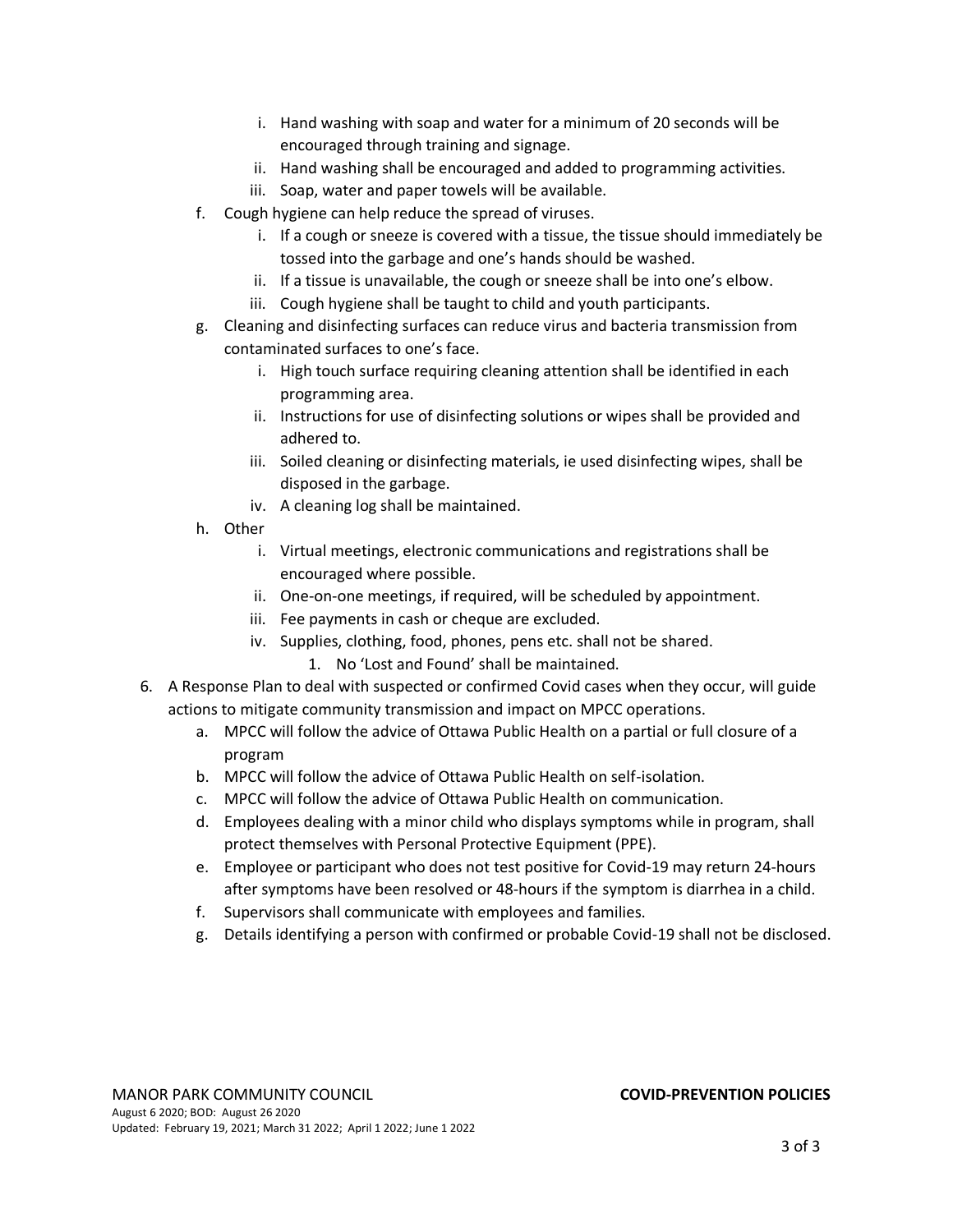i. Hand washing with soap and water for a minimum of 20 seconds will be encouraged through training and signage.
   ii. Hand washing shall be encouraged and added to programming activities.
   iii. Soap, water and paper towels will be available.

f. Cough hygiene can help reduce the spread of viruses.
   i. If a cough or sneeze is covered with a tissue, the tissue should immediately be tossed into the garbage and one's hands should be washed.
   ii. If a tissue is unavailable, the cough or sneeze shall be into one's elbow.
   iii. Cough hygiene shall be taught to child and youth participants.

g. Cleaning and disinfecting surfaces can reduce virus and bacteria transmission from contaminated surfaces to one's face.
   i. High touch surface requiring cleaning attention shall be identified in each programming area.
   ii. Instructions for use of disinfecting solutions or wipes shall be provided and adhered to.
   iii. Soiled cleaning or disinfecting materials, ie used disinfecting wipes, shall be disposed in the garbage.
   iv. A cleaning log shall be maintained.

h. Other
   i. Virtual meetings, electronic communications and registrations shall be encouraged where possible.
   ii. One-on-one meetings, if required, will be scheduled by appointment.
   iii. Fee payments in cash or cheque are excluded.
   iv. Supplies, clothing, food, phones, pens etc. shall not be shared.
      1. No 'Lost and Found' shall be maintained.

6. A Response Plan to deal with suspected or confirmed Covid cases when they occur, will guide actions to mitigate community transmission and impact on MPCC operations.
   a. MPCC will follow the advice of Ottawa Public Health on a partial or full closure of a program
   b. MPCC will follow the advice of Ottawa Public Health on self-isolation.
   c. MPCC will follow the advice of Ottawa Public Health on communication.
   d. Employees dealing with a minor child who displays symptoms while in program, shall protect themselves with Personal Protective Equipment (PPE).
   e. Employee or participant who does not test positive for Covid-19 may return 24-hours after symptoms have been resolved or 48-hours if the symptom is diarrhea in a child.
   f. Supervisors shall communicate with employees and families.
   g. Details identifying a person with confirmed or probable Covid-19 shall not be disclosed.

MANOR PARK COMMUNITY COUNCIL **COVID-PREVENTION POLICIES**
August 6 2020; BOD: August 26 2020
Updated: February 19, 2021; March 31 2022; April 1 2022; June 1 2022